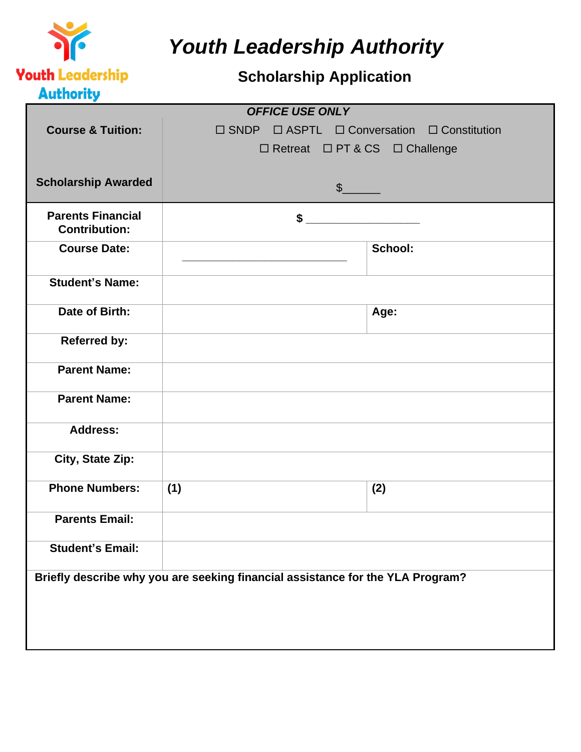# *Youth Leadership Authority*

## Scholarship Application

| *OFFICE USE ONLY* | | |
|---|---|---|
| **Course & Tuition:** | ☐ SNDP ☐ ASPTL ☐ Conversation ☐ Constitution ☐ Retreat ☐ PT & CS ☐ Challenge | |
| **Scholarship Awarded** | $______ | |
| **Parents Financial Contribution:** | **$** __________________ | |
| **Course Date:** | ___________________________ | **School:** |
| **Student's Name:** | | |
| **Date of Birth:** | | **Age:** |
| **Referred by:** | | |
| **Parent Name:** | | |
| **Parent Name:** | | |
| **Address:** | | |
| **City, State Zip:** | | |
| **Phone Numbers:** | **(1)** | **(2)** |
| **Parents Email:** | | |
| **Student's Email:** | | |

**Briefly describe why you are seeking financial assistance for the YLA Program?**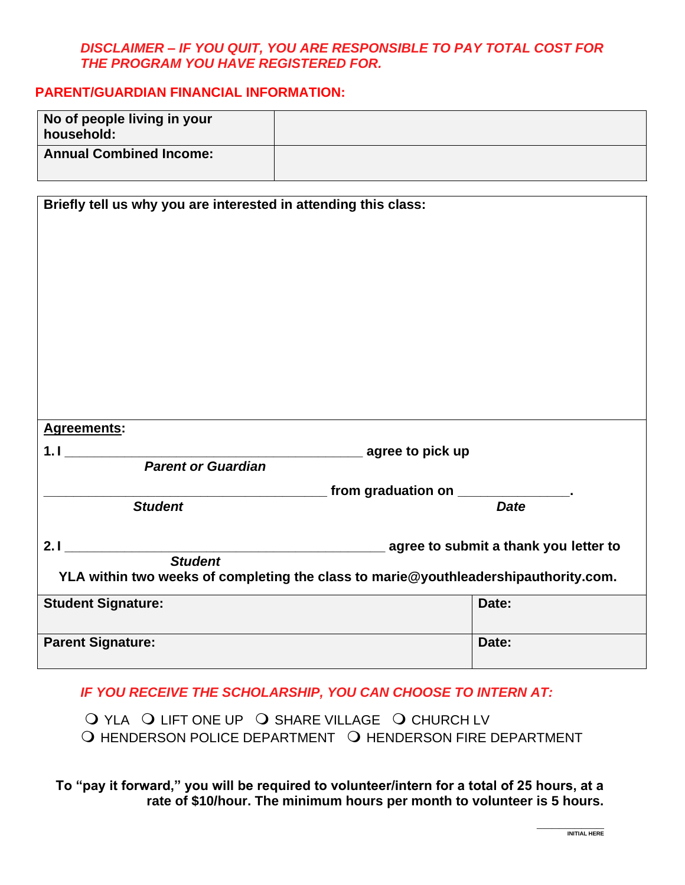***DISCLAIMER – IF YOU QUIT, YOU ARE RESPONSIBLE TO PAY TOTAL COST FOR THE PROGRAM YOU HAVE REGISTERED FOR.***

**PARENT/GUARDIAN FINANCIAL INFORMATION:**

| | |
|---|---|
| **No of people living in your household:** | |
| **Annual Combined Income:** | |

**Briefly tell us why you are interested in attending this class:**

**Agreements:**

**1. I _________________________________________ agree to pick up**
***Parent or Guardian***

**_______________________________________ from graduation on _______________.**
***Student*** ***Date***

**2. I ____________________________________________ agree to submit a thank you letter to**
***Student***
**YLA within two weeks of completing the class to marie@youthleadershipauthority.com.**

| | |
|---|---|
| **Student Signature:** | **Date:** |
| **Parent Signature:** | **Date:** |

***IF YOU RECEIVE THE SCHOLARSHIP, YOU CAN CHOOSE TO INTERN AT:***

❍ YLA ❍ LIFT ONE UP ❍ SHARE VILLAGE ❍ CHURCH LV
❍ HENDERSON POLICE DEPARTMENT ❍ HENDERSON FIRE DEPARTMENT

**To "pay it forward," you will be required to volunteer/intern for a total of 25 hours, at a rate of $10/hour. The minimum hours per month to volunteer is 5 hours.**

_____________
**INITIAL HERE**